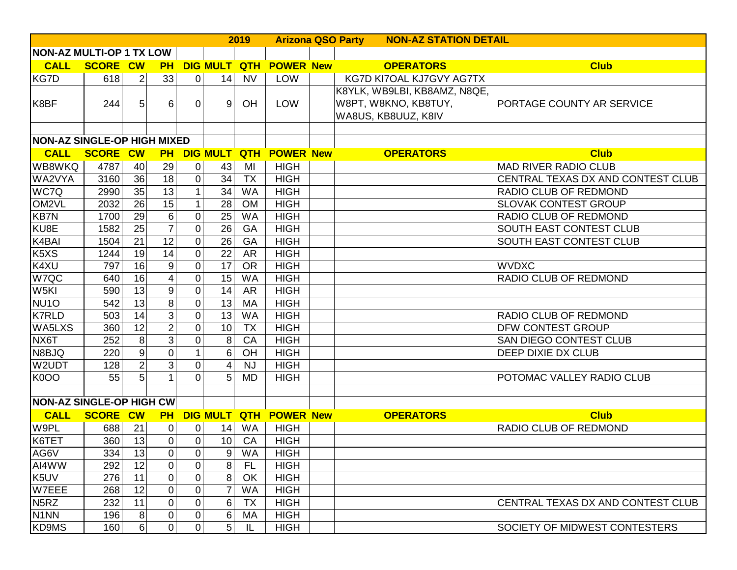# 2019 Arizona QSO Party NON-AZ STATION DETAIL

## NON-AZ MULTI-OP 1 TX LOW

| CALL | SCORE | CW | PH | DIG | MULT | QTH | POWER | New | OPERATORS | Club |
|---|---|---|---|---|---|---|---|---|---|---|
| KG7D | 618 | 2 | 33 | 0 | 14 | NV | LOW | | KG7D KI7OAL KJ7GVY AG7TX | |
| K8BF | 244 | 5 | 6 | 0 | 9 | OH | LOW | | K8YLK, WB9LBI, KB8AMZ, N8QE, W8PT, W8KNO, KB8TUY, WA8US, KB8UUZ, K8IV | PORTAGE COUNTY AR SERVICE |

## NON-AZ SINGLE-OP HIGH MIXED

| CALL | SCORE | CW | PH | DIG | MULT | QTH | POWER | New | OPERATORS | Club |
|---|---|---|---|---|---|---|---|---|---|---|
| WB8WKQ | 4787 | 40 | 29 | 0 | 43 | MI | HIGH | | | MAD RIVER RADIO CLUB |
| WA2VYA | 3160 | 36 | 18 | 0 | 34 | TX | HIGH | | | CENTRAL TEXAS DX AND CONTEST CLUB |
| WC7Q | 2990 | 35 | 13 | 1 | 34 | WA | HIGH | | | RADIO CLUB OF REDMOND |
| OM2VL | 2032 | 26 | 15 | 1 | 28 | OM | HIGH | | | SLOVAK CONTEST GROUP |
| KB7N | 1700 | 29 | 6 | 0 | 25 | WA | HIGH | | | RADIO CLUB OF REDMOND |
| KU8E | 1582 | 25 | 7 | 0 | 26 | GA | HIGH | | | SOUTH EAST CONTEST CLUB |
| K4BAI | 1504 | 21 | 12 | 0 | 26 | GA | HIGH | | | SOUTH EAST CONTEST CLUB |
| K5XS | 1244 | 19 | 14 | 0 | 22 | AR | HIGH | | | |
| K4XU | 797 | 16 | 9 | 0 | 17 | OR | HIGH | | | WVDXC |
| W7QC | 640 | 16 | 4 | 0 | 15 | WA | HIGH | | | RADIO CLUB OF REDMOND |
| W5KI | 590 | 13 | 9 | 0 | 14 | AR | HIGH | | | |
| NU1O | 542 | 13 | 8 | 0 | 13 | MA | HIGH | | | |
| K7RLD | 503 | 14 | 3 | 0 | 13 | WA | HIGH | | | RADIO CLUB OF REDMOND |
| WA5LXS | 360 | 12 | 2 | 0 | 10 | TX | HIGH | | | DFW CONTEST GROUP |
| NX6T | 252 | 8 | 3 | 0 | 8 | CA | HIGH | | | SAN DIEGO CONTEST CLUB |
| N8BJQ | 220 | 9 | 0 | 1 | 6 | OH | HIGH | | | DEEP DIXIE DX CLUB |
| W2UDT | 128 | 2 | 3 | 0 | 4 | NJ | HIGH | | | |
| K0OO | 55 | 5 | 1 | 0 | 5 | MD | HIGH | | | POTOMAC VALLEY RADIO CLUB |

## NON-AZ SINGLE-OP HIGH CW

| CALL | SCORE | CW | PH | DIG | MULT | QTH | POWER | New | OPERATORS | Club |
|---|---|---|---|---|---|---|---|---|---|---|
| W9PL | 688 | 21 | 0 | 0 | 14 | WA | HIGH | | | RADIO CLUB OF REDMOND |
| K6TET | 360 | 13 | 0 | 0 | 10 | CA | HIGH | | | |
| AG6V | 334 | 13 | 0 | 0 | 9 | WA | HIGH | | | |
| AI4WW | 292 | 12 | 0 | 0 | 8 | FL | HIGH | | | |
| K5UV | 276 | 11 | 0 | 0 | 8 | OK | HIGH | | | |
| W7EEE | 268 | 12 | 0 | 0 | 7 | WA | HIGH | | | |
| N5RZ | 232 | 11 | 0 | 0 | 6 | TX | HIGH | | | CENTRAL TEXAS DX AND CONTEST CLUB |
| N1NN | 196 | 8 | 0 | 0 | 6 | MA | HIGH | | | |
| KD9MS | 160 | 6 | 0 | 0 | 5 | IL | HIGH | | | SOCIETY OF MIDWEST CONTESTERS |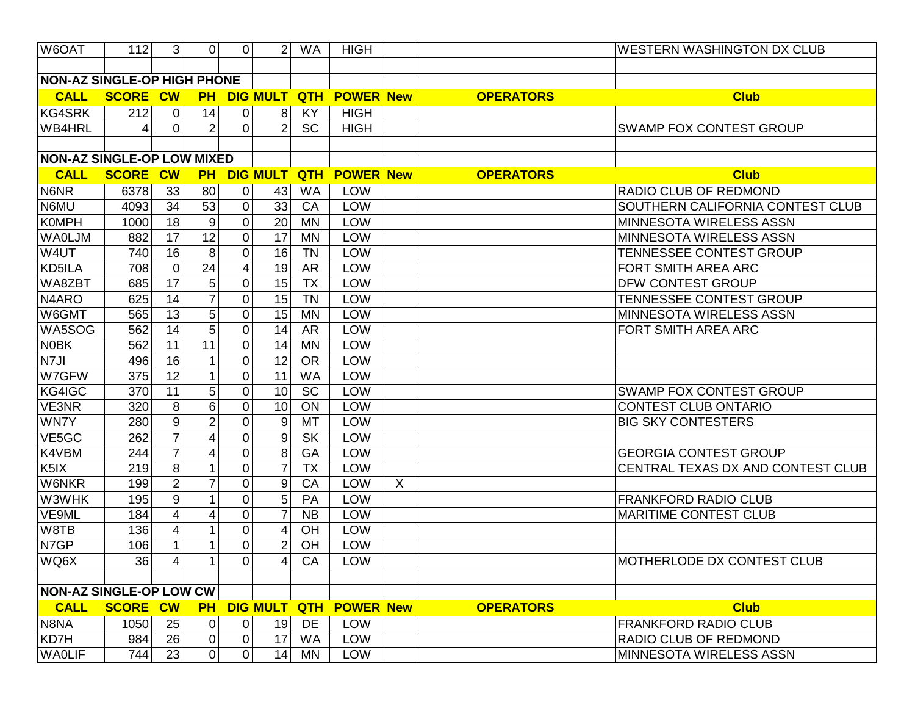| W6OAT | 112 | 3 | 0 | 0 | 2 | WA | HIGH | | | WESTERN WASHINGTON DX CLUB |
|---|---|---|---|---|---|---|---|---|---|---|

## NON-AZ SINGLE-OP HIGH PHONE

| CALL | SCORE | CW | PH | DIG | MULT | QTH | POWER | New | OPERATORS | Club |
|---|---|---|---|---|---|---|---|---|---|---|
| KG4SRK | 212 | 0 | 14 | 0 | 8 | KY | HIGH | | | |
| WB4HRL | 4 | 0 | 2 | 0 | 2 | SC | HIGH | | | SWAMP FOX CONTEST GROUP |

## NON-AZ SINGLE-OP LOW MIXED

| CALL | SCORE | CW | PH | DIG | MULT | QTH | POWER | New | OPERATORS | Club |
|---|---|---|---|---|---|---|---|---|---|---|
| N6NR | 6378 | 33 | 80 | 0 | 43 | WA | LOW | | | RADIO CLUB OF REDMOND |
| N6MU | 4093 | 34 | 53 | 0 | 33 | CA | LOW | | | SOUTHERN CALIFORNIA CONTEST CLUB |
| K0MPH | 1000 | 18 | 9 | 0 | 20 | MN | LOW | | | MINNESOTA WIRELESS ASSN |
| WA0LJM | 882 | 17 | 12 | 0 | 17 | MN | LOW | | | MINNESOTA WIRELESS ASSN |
| W4UT | 740 | 16 | 8 | 0 | 16 | TN | LOW | | | TENNESSEE CONTEST GROUP |
| KD5ILA | 708 | 0 | 24 | 4 | 19 | AR | LOW | | | FORT SMITH AREA ARC |
| WA8ZBT | 685 | 17 | 5 | 0 | 15 | TX | LOW | | | DFW CONTEST GROUP |
| N4ARO | 625 | 14 | 7 | 0 | 15 | TN | LOW | | | TENNESSEE CONTEST GROUP |
| W6GMT | 565 | 13 | 5 | 0 | 15 | MN | LOW | | | MINNESOTA WIRELESS ASSN |
| WA5SOG | 562 | 14 | 5 | 0 | 14 | AR | LOW | | | FORT SMITH AREA ARC |
| N0BK | 562 | 11 | 11 | 0 | 14 | MN | LOW | | | |
| N7JI | 496 | 16 | 1 | 0 | 12 | OR | LOW | | | |
| W7GFW | 375 | 12 | 1 | 0 | 11 | WA | LOW | | | |
| KG4IGC | 370 | 11 | 5 | 0 | 10 | SC | LOW | | | SWAMP FOX CONTEST GROUP |
| VE3NR | 320 | 8 | 6 | 0 | 10 | ON | LOW | | | CONTEST CLUB ONTARIO |
| WN7Y | 280 | 9 | 2 | 0 | 9 | MT | LOW | | | BIG SKY CONTESTERS |
| VE5GC | 262 | 7 | 4 | 0 | 9 | SK | LOW | | | |
| K4VBM | 244 | 7 | 4 | 0 | 8 | GA | LOW | | | GEORGIA CONTEST GROUP |
| K5IX | 219 | 8 | 1 | 0 | 7 | TX | LOW | | | CENTRAL TEXAS DX AND CONTEST CLUB |
| W6NKR | 199 | 2 | 7 | 0 | 9 | CA | LOW | X | | |
| W3WHK | 195 | 9 | 1 | 0 | 5 | PA | LOW | | | FRANKFORD RADIO CLUB |
| VE9ML | 184 | 4 | 4 | 0 | 7 | NB | LOW | | | MARITIME CONTEST CLUB |
| W8TB | 136 | 4 | 1 | 0 | 4 | OH | LOW | | | |
| N7GP | 106 | 1 | 1 | 0 | 2 | OH | LOW | | | |
| WQ6X | 36 | 4 | 1 | 0 | 4 | CA | LOW | | | MOTHERLODE DX CONTEST CLUB |

## NON-AZ SINGLE-OP LOW CW

| CALL | SCORE | CW | PH | DIG | MULT | QTH | POWER | New | OPERATORS | Club |
|---|---|---|---|---|---|---|---|---|---|---|
| N8NA | 1050 | 25 | 0 | 0 | 19 | DE | LOW | | | FRANKFORD RADIO CLUB |
| KD7H | 984 | 26 | 0 | 0 | 17 | WA | LOW | | | RADIO CLUB OF REDMOND |
| WA0LIF | 744 | 23 | 0 | 0 | 14 | MN | LOW | | | MINNESOTA WIRELESS ASSN |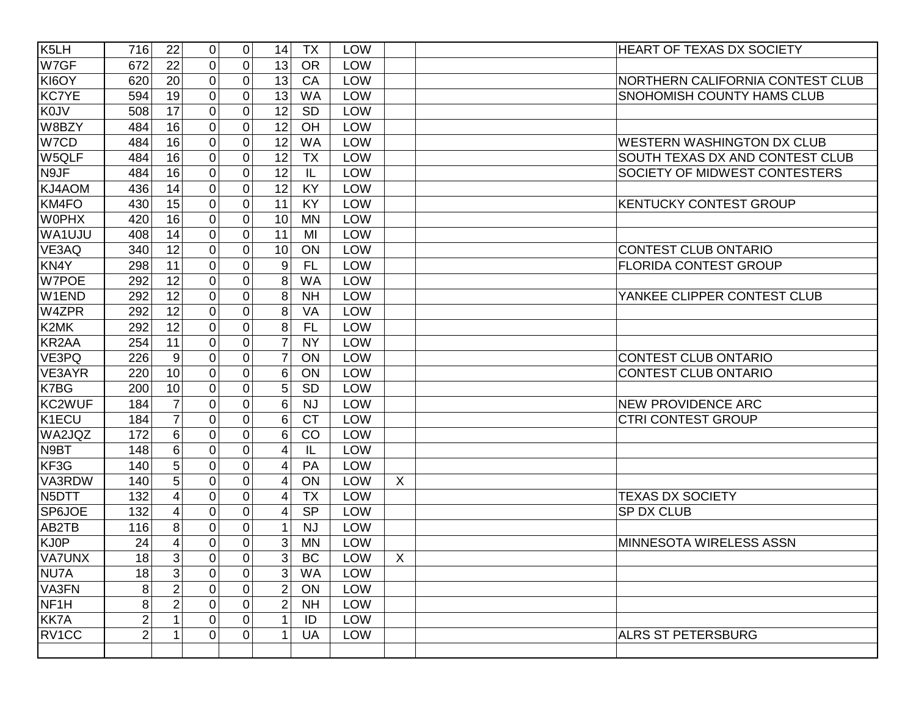| | | | | | | | | | | |
|---|---|---|---|---|---|---|---|---|---|---|
| K5LH | 716 | 22 | 0 | 0 | 14 | TX | LOW | | | HEART OF TEXAS DX SOCIETY |
| W7GF | 672 | 22 | 0 | 0 | 13 | OR | LOW | | | |
| KI6OY | 620 | 20 | 0 | 0 | 13 | CA | LOW | | | NORTHERN CALIFORNIA CONTEST CLUB |
| KC7YE | 594 | 19 | 0 | 0 | 13 | WA | LOW | | | SNOHOMISH COUNTY HAMS CLUB |
| K0JV | 508 | 17 | 0 | 0 | 12 | SD | LOW | | | |
| W8BZY | 484 | 16 | 0 | 0 | 12 | OH | LOW | | | |
| W7CD | 484 | 16 | 0 | 0 | 12 | WA | LOW | | | WESTERN WASHINGTON DX CLUB |
| W5QLF | 484 | 16 | 0 | 0 | 12 | TX | LOW | | | SOUTH TEXAS DX AND CONTEST CLUB |
| N9JF | 484 | 16 | 0 | 0 | 12 | IL | LOW | | | SOCIETY OF MIDWEST CONTESTERS |
| KJ4AOM | 436 | 14 | 0 | 0 | 12 | KY | LOW | | | |
| KM4FO | 430 | 15 | 0 | 0 | 11 | KY | LOW | | | KENTUCKY CONTEST GROUP |
| W0PHX | 420 | 16 | 0 | 0 | 10 | MN | LOW | | | |
| WA1UJU | 408 | 14 | 0 | 0 | 11 | MI | LOW | | | |
| VE3AQ | 340 | 12 | 0 | 0 | 10 | ON | LOW | | | CONTEST CLUB ONTARIO |
| KN4Y | 298 | 11 | 0 | 0 | 9 | FL | LOW | | | FLORIDA CONTEST GROUP |
| W7POE | 292 | 12 | 0 | 0 | 8 | WA | LOW | | | |
| W1END | 292 | 12 | 0 | 0 | 8 | NH | LOW | | | YANKEE CLIPPER CONTEST CLUB |
| W4ZPR | 292 | 12 | 0 | 0 | 8 | VA | LOW | | | |
| K2MK | 292 | 12 | 0 | 0 | 8 | FL | LOW | | | |
| KR2AA | 254 | 11 | 0 | 0 | 7 | NY | LOW | | | |
| VE3PQ | 226 | 9 | 0 | 0 | 7 | ON | LOW | | | CONTEST CLUB ONTARIO |
| VE3AYR | 220 | 10 | 0 | 0 | 6 | ON | LOW | | | CONTEST CLUB ONTARIO |
| K7BG | 200 | 10 | 0 | 0 | 5 | SD | LOW | | | |
| KC2WUF | 184 | 7 | 0 | 0 | 6 | NJ | LOW | | | NEW PROVIDENCE ARC |
| K1ECU | 184 | 7 | 0 | 0 | 6 | CT | LOW | | | CTRI CONTEST GROUP |
| WA2JQZ | 172 | 6 | 0 | 0 | 6 | CO | LOW | | | |
| N9BT | 148 | 6 | 0 | 0 | 4 | IL | LOW | | | |
| KF3G | 140 | 5 | 0 | 0 | 4 | PA | LOW | | | |
| VA3RDW | 140 | 5 | 0 | 0 | 4 | ON | LOW | X | | |
| N5DTT | 132 | 4 | 0 | 0 | 4 | TX | LOW | | | TEXAS DX SOCIETY |
| SP6JOE | 132 | 4 | 0 | 0 | 4 | SP | LOW | | | SP DX CLUB |
| AB2TB | 116 | 8 | 0 | 0 | 1 | NJ | LOW | | | |
| KJ0P | 24 | 4 | 0 | 0 | 3 | MN | LOW | | | MINNESOTA WIRELESS ASSN |
| VA7UNX | 18 | 3 | 0 | 0 | 3 | BC | LOW | X | | |
| NU7A | 18 | 3 | 0 | 0 | 3 | WA | LOW | | | |
| VA3FN | 8 | 2 | 0 | 0 | 2 | ON | LOW | | | |
| NF1H | 8 | 2 | 0 | 0 | 2 | NH | LOW | | | |
| KK7A | 2 | 1 | 0 | 0 | 1 | ID | LOW | | | |
| RV1CC | 2 | 1 | 0 | 0 | 1 | UA | LOW | | | ALRS ST PETERSBURG |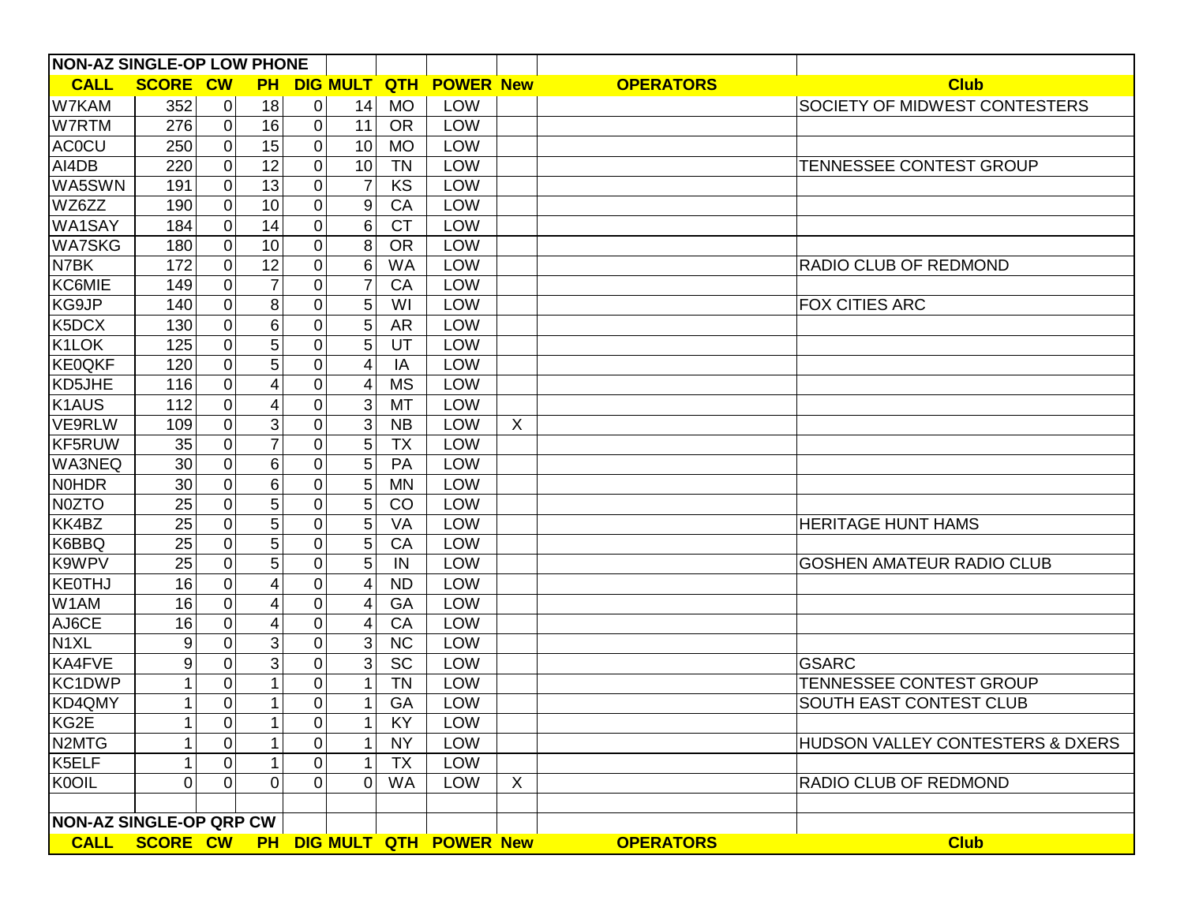| NON-AZ SINGLE-OP LOW PHONE | | | | | | | | | | |
|---|---|---|---|---|---|---|---|---|---|---|
| **CALL** | **SCORE** | **CW** | **PH** | **DIG** | **MULT** | **QTH** | **POWER** | **New** | **OPERATORS** | **Club** |
| W7KAM | 352 | 0 | 18 | 0 | 14 | MO | LOW | | | SOCIETY OF MIDWEST CONTESTERS |
| W7RTM | 276 | 0 | 16 | 0 | 11 | OR | LOW | | | |
| AC0CU | 250 | 0 | 15 | 0 | 10 | MO | LOW | | | |
| AI4DB | 220 | 0 | 12 | 0 | 10 | TN | LOW | | | TENNESSEE CONTEST GROUP |
| WA5SWN | 191 | 0 | 13 | 0 | 7 | KS | LOW | | | |
| WZ6ZZ | 190 | 0 | 10 | 0 | 9 | CA | LOW | | | |
| WA1SAY | 184 | 0 | 14 | 0 | 6 | CT | LOW | | | |
| WA7SKG | 180 | 0 | 10 | 0 | 8 | OR | LOW | | | |
| N7BK | 172 | 0 | 12 | 0 | 6 | WA | LOW | | | RADIO CLUB OF REDMOND |
| KC6MIE | 149 | 0 | 7 | 0 | 7 | CA | LOW | | | |
| KG9JP | 140 | 0 | 8 | 0 | 5 | WI | LOW | | | FOX CITIES ARC |
| K5DCX | 130 | 0 | 6 | 0 | 5 | AR | LOW | | | |
| K1LOK | 125 | 0 | 5 | 0 | 5 | UT | LOW | | | |
| KE0QKF | 120 | 0 | 5 | 0 | 4 | IA | LOW | | | |
| KD5JHE | 116 | 0 | 4 | 0 | 4 | MS | LOW | | | |
| K1AUS | 112 | 0 | 4 | 0 | 3 | MT | LOW | | | |
| VE9RLW | 109 | 0 | 3 | 0 | 3 | NB | LOW | X | | |
| KF5RUW | 35 | 0 | 7 | 0 | 5 | TX | LOW | | | |
| WA3NEQ | 30 | 0 | 6 | 0 | 5 | PA | LOW | | | |
| N0HDR | 30 | 0 | 6 | 0 | 5 | MN | LOW | | | |
| N0ZTO | 25 | 0 | 5 | 0 | 5 | CO | LOW | | | |
| KK4BZ | 25 | 0 | 5 | 0 | 5 | VA | LOW | | | HERITAGE HUNT HAMS |
| K6BBQ | 25 | 0 | 5 | 0 | 5 | CA | LOW | | | |
| K9WPV | 25 | 0 | 5 | 0 | 5 | IN | LOW | | | GOSHEN AMATEUR RADIO CLUB |
| KE0THJ | 16 | 0 | 4 | 0 | 4 | ND | LOW | | | |
| W1AM | 16 | 0 | 4 | 0 | 4 | GA | LOW | | | |
| AJ6CE | 16 | 0 | 4 | 0 | 4 | CA | LOW | | | |
| N1XL | 9 | 0 | 3 | 0 | 3 | NC | LOW | | | |
| KA4FVE | 9 | 0 | 3 | 0 | 3 | SC | LOW | | | GSARC |
| KC1DWP | 1 | 0 | 1 | 0 | 1 | TN | LOW | | | TENNESSEE CONTEST GROUP |
| KD4QMY | 1 | 0 | 1 | 0 | 1 | GA | LOW | | | SOUTH EAST CONTEST CLUB |
| KG2E | 1 | 0 | 1 | 0 | 1 | KY | LOW | | | |
| N2MTG | 1 | 0 | 1 | 0 | 1 | NY | LOW | | | HUDSON VALLEY CONTESTERS & DXERS |
| K5ELF | 1 | 0 | 1 | 0 | 1 | TX | LOW | | | |
| K0OIL | 0 | 0 | 0 | 0 | 0 | WA | LOW | X | | RADIO CLUB OF REDMOND |

| NON-AZ SINGLE-OP QRP CW | | | | | | | | | | |
|---|---|---|---|---|---|---|---|---|---|---|
| **CALL** | **SCORE** | **CW** | **PH** | **DIG** | **MULT** | **QTH** | **POWER** | **New** | **OPERATORS** | **Club** |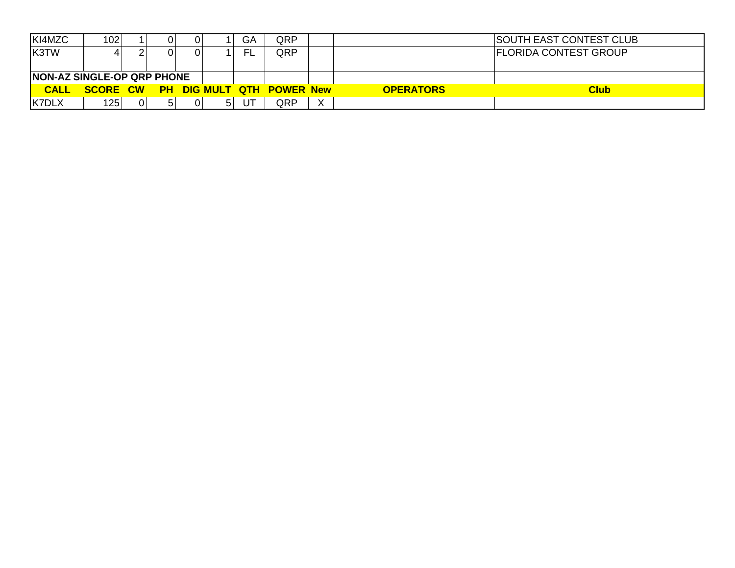| | | | | | | | | | | |
|---|---|---|---|---|---|---|---|---|---|---|
| KI4MZC | 102 | 1 | 0 | 0 | 1 | GA | QRP | | | SOUTH EAST CONTEST CLUB |
| K3TW | 4 | 2 | 0 | 0 | 1 | FL | QRP | | | FLORIDA CONTEST GROUP |
| | | | | | | | | | | |
| **NON-AZ SINGLE-OP QRP PHONE** | | | | | | | | | | |
| **CALL** | **SCORE** | **CW** | **PH** | **DIG** | **MULT** | **QTH** | **POWER** | **New** | **OPERATORS** | **Club** |
| K7DLX | 125 | 0 | 5 | 0 | 5 | UT | QRP | X | | |